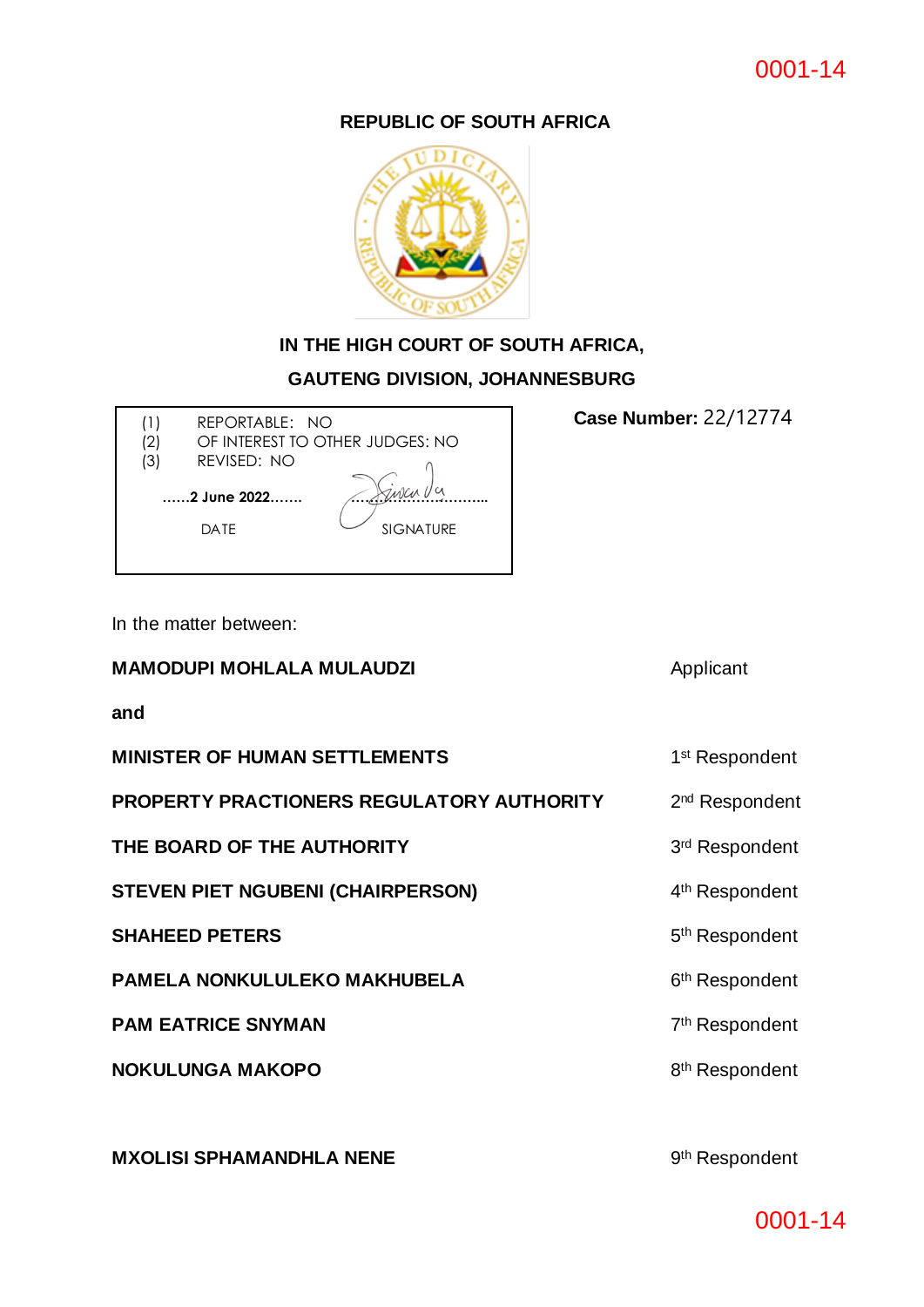**REPUBLIC OF SOUTH AFRICA**

**IN THE HIGH COURT OF SOUTH AFRICA,**

**GAUTENG DIVISION, JOHANNESBURG**

| | |
|---|---|
| (1) REPORTABLE: NO | |
| (2) OF INTEREST TO OTHER JUDGES: NO | |
| (3) REVISED: NO | |
| ……**2 June 2022**……. | ……………………………… |
| DATE | SIGNATURE |

**Case Number:** 22/12774

In the matter between:

| | |
|---|---|
| **MAMODUPI MOHLALA MULAUDZI** | Applicant |
| **and** | |
| **MINISTER OF HUMAN SETTLEMENTS** | 1st Respondent |
| **PROPERTY PRACTIONERS REGULATORY AUTHORITY** | 2nd Respondent |
| **THE BOARD OF THE AUTHORITY** | 3rd Respondent |
| **STEVEN PIET NGUBENI (CHAIRPERSON)** | 4th Respondent |
| **SHAHEED PETERS** | 5th Respondent |
| **PAMELA NONKULULEKO MAKHUBELA** | 6th Respondent |
| **PAM EATRICE SNYMAN** | 7th Respondent |
| **NOKULUNGA MAKOPO** | 8th Respondent |
| **MXOLISI SPHAMANDHLA NENE** | 9th Respondent |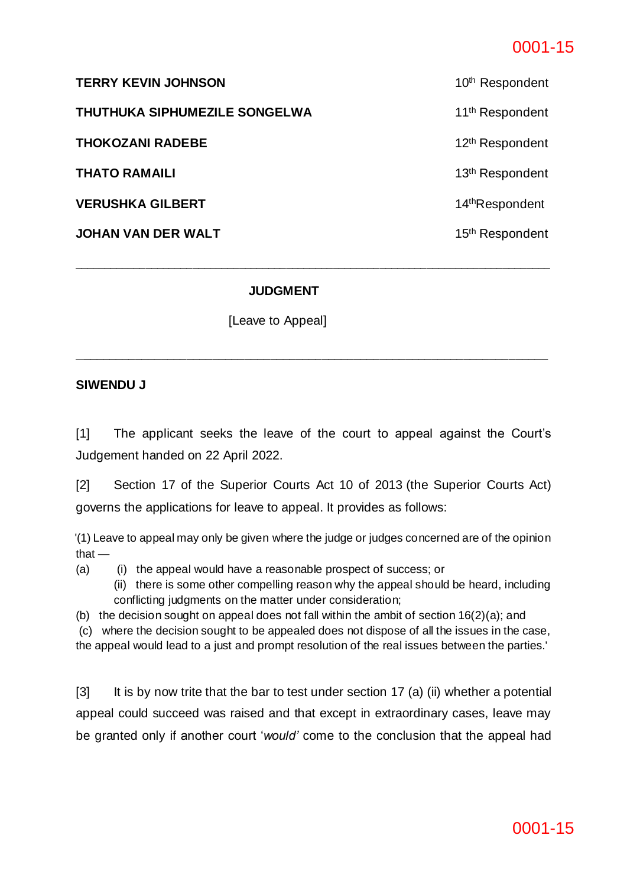| | |
|---|---|
| **TERRY KEVIN JOHNSON** | 10th Respondent |
| **THUTHUKA SIPHUMEZILE SONGELWA** | 11th Respondent |
| **THOKOZANI RADEBE** | 12th Respondent |
| **THATO RAMAILI** | 13th Respondent |
| **VERUSHKA GILBERT** | 14thRespondent |
| **JOHAN VAN DER WALT** | 15th Respondent |

---

**JUDGMENT**

[Leave to Appeal]

---

**SIWENDU J**

[1] The applicant seeks the leave of the court to appeal against the Court's Judgement handed on 22 April 2022.

[2] Section 17 of the Superior Courts Act 10 of 2013 (the Superior Courts Act) governs the applications for leave to appeal. It provides as follows:

> '(1) Leave to appeal may only be given where the judge or judges concerned are of the opinion that —
>
> (a) (i) the appeal would have a reasonable prospect of success; or
>
> (ii) there is some other compelling reason why the appeal should be heard, including conflicting judgments on the matter under consideration;
>
> (b) the decision sought on appeal does not fall within the ambit of section 16(2)(a); and
>
> (c) where the decision sought to be appealed does not dispose of all the issues in the case, the appeal would lead to a just and prompt resolution of the real issues between the parties.'

[3] It is by now trite that the bar to test under section 17 (a) (ii) whether a potential appeal could succeed was raised and that except in extraordinary cases, leave may be granted only if another court '*would'* come to the conclusion that the appeal had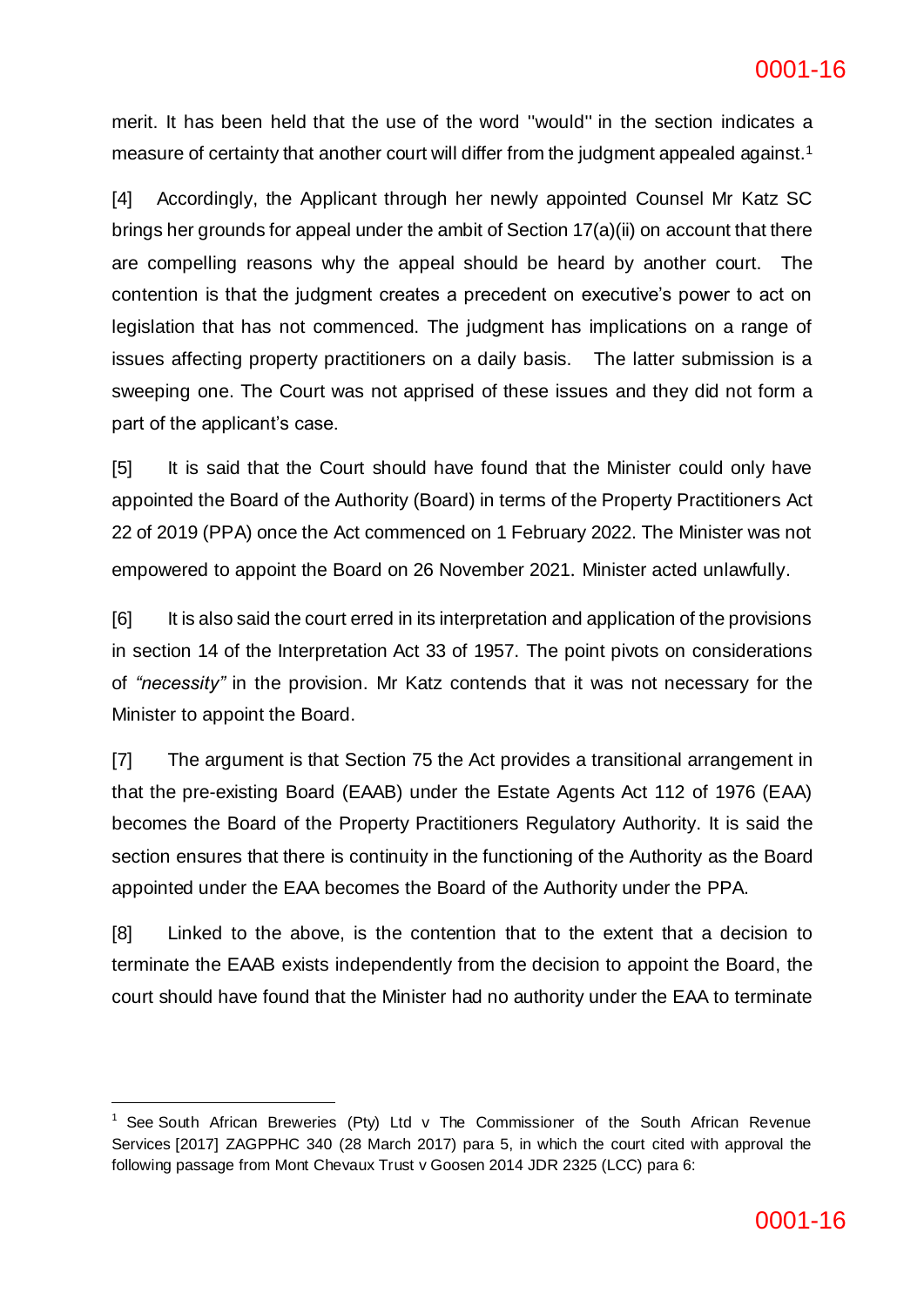merit. It has been held that the use of the word ''would'' in the section indicates a measure of certainty that another court will differ from the judgment appealed against.[1]

[4] Accordingly, the Applicant through her newly appointed Counsel Mr Katz SC brings her grounds for appeal under the ambit of Section 17(a)(ii) on account that there are compelling reasons why the appeal should be heard by another court. The contention is that the judgment creates a precedent on executive's power to act on legislation that has not commenced. The judgment has implications on a range of issues affecting property practitioners on a daily basis. The latter submission is a sweeping one. The Court was not apprised of these issues and they did not form a part of the applicant's case.

[5] It is said that the Court should have found that the Minister could only have appointed the Board of the Authority (Board) in terms of the Property Practitioners Act 22 of 2019 (PPA) once the Act commenced on 1 February 2022. The Minister was not empowered to appoint the Board on 26 November 2021. Minister acted unlawfully.

[6] It is also said the court erred in its interpretation and application of the provisions in section 14 of the Interpretation Act 33 of 1957. The point pivots on considerations of *"necessity"* in the provision. Mr Katz contends that it was not necessary for the Minister to appoint the Board.

[7] The argument is that Section 75 the Act provides a transitional arrangement in that the pre-existing Board (EAAB) under the Estate Agents Act 112 of 1976 (EAA) becomes the Board of the Property Practitioners Regulatory Authority. It is said the section ensures that there is continuity in the functioning of the Authority as the Board appointed under the EAA becomes the Board of the Authority under the PPA.

[8] Linked to the above, is the contention that to the extent that a decision to terminate the EAAB exists independently from the decision to appoint the Board, the court should have found that the Minister had no authority under the EAA to terminate

---

[1] See South African Breweries (Pty) Ltd v The Commissioner of the South African Revenue Services [2017] ZAGPPHC 340 (28 March 2017) para 5, in which the court cited with approval the following passage from Mont Chevaux Trust v Goosen 2014 JDR 2325 (LCC) para 6: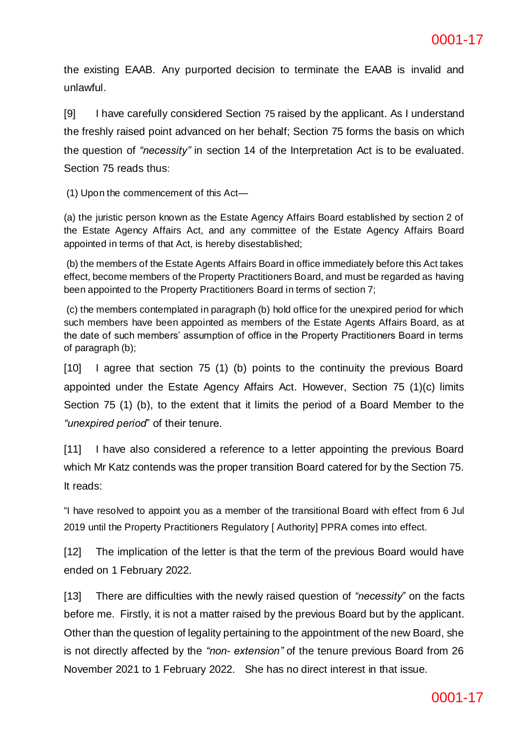the existing EAAB. Any purported decision to terminate the EAAB is invalid and unlawful.

[9] I have carefully considered Section 75 raised by the applicant. As I understand the freshly raised point advanced on her behalf; Section 75 forms the basis on which the question of *"necessity"* in section 14 of the Interpretation Act is to be evaluated. Section 75 reads thus:

> (1) Upon the commencement of this Act—
>
> (a) the juristic person known as the Estate Agency Affairs Board established by section 2 of the Estate Agency Affairs Act, and any committee of the Estate Agency Affairs Board appointed in terms of that Act, is hereby disestablished;
>
> (b) the members of the Estate Agents Affairs Board in office immediately before this Act takes effect, become members of the Property Practitioners Board, and must be regarded as having been appointed to the Property Practitioners Board in terms of section 7;
>
> (c) the members contemplated in paragraph (b) hold office for the unexpired period for which such members have been appointed as members of the Estate Agents Affairs Board, as at the date of such members' assumption of office in the Property Practitioners Board in terms of paragraph (b);

[10] I agree that section 75 (1) (b) points to the continuity the previous Board appointed under the Estate Agency Affairs Act. However, Section 75 (1)(c) limits Section 75 (1) (b), to the extent that it limits the period of a Board Member to the *"unexpired period*" of their tenure.

[11] I have also considered a reference to a letter appointing the previous Board which Mr Katz contends was the proper transition Board catered for by the Section 75. It reads:

> "I have resolved to appoint you as a member of the transitional Board with effect from 6 Jul 2019 until the Property Practitioners Regulatory [ Authority] PPRA comes into effect.

[12] The implication of the letter is that the term of the previous Board would have ended on 1 February 2022.

[13] There are difficulties with the newly raised question of *"necessity*" on the facts before me. Firstly, it is not a matter raised by the previous Board but by the applicant. Other than the question of legality pertaining to the appointment of the new Board, she is not directly affected by the *"non- extension"* of the tenure previous Board from 26 November 2021 to 1 February 2022. She has no direct interest in that issue.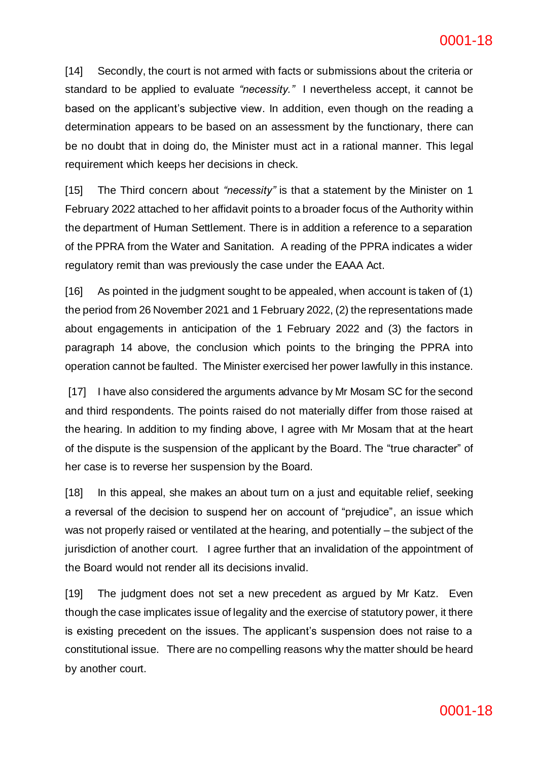[14] Secondly, the court is not armed with facts or submissions about the criteria or standard to be applied to evaluate *"necessity."* I nevertheless accept, it cannot be based on the applicant's subjective view. In addition, even though on the reading a determination appears to be based on an assessment by the functionary, there can be no doubt that in doing do, the Minister must act in a rational manner. This legal requirement which keeps her decisions in check.

[15] The Third concern about *"necessity"* is that a statement by the Minister on 1 February 2022 attached to her affidavit points to a broader focus of the Authority within the department of Human Settlement. There is in addition a reference to a separation of the PPRA from the Water and Sanitation. A reading of the PPRA indicates a wider regulatory remit than was previously the case under the EAAA Act.

[16] As pointed in the judgment sought to be appealed, when account is taken of (1) the period from 26 November 2021 and 1 February 2022, (2) the representations made about engagements in anticipation of the 1 February 2022 and (3) the factors in paragraph 14 above, the conclusion which points to the bringing the PPRA into operation cannot be faulted. The Minister exercised her power lawfully in this instance.

[17] I have also considered the arguments advance by Mr Mosam SC for the second and third respondents. The points raised do not materially differ from those raised at the hearing. In addition to my finding above, I agree with Mr Mosam that at the heart of the dispute is the suspension of the applicant by the Board. The "true character" of her case is to reverse her suspension by the Board.

[18] In this appeal, she makes an about turn on a just and equitable relief, seeking a reversal of the decision to suspend her on account of "prejudice", an issue which was not properly raised or ventilated at the hearing, and potentially – the subject of the jurisdiction of another court. I agree further that an invalidation of the appointment of the Board would not render all its decisions invalid.

[19] The judgment does not set a new precedent as argued by Mr Katz. Even though the case implicates issue of legality and the exercise of statutory power, it there is existing precedent on the issues. The applicant's suspension does not raise to a constitutional issue. There are no compelling reasons why the matter should be heard by another court.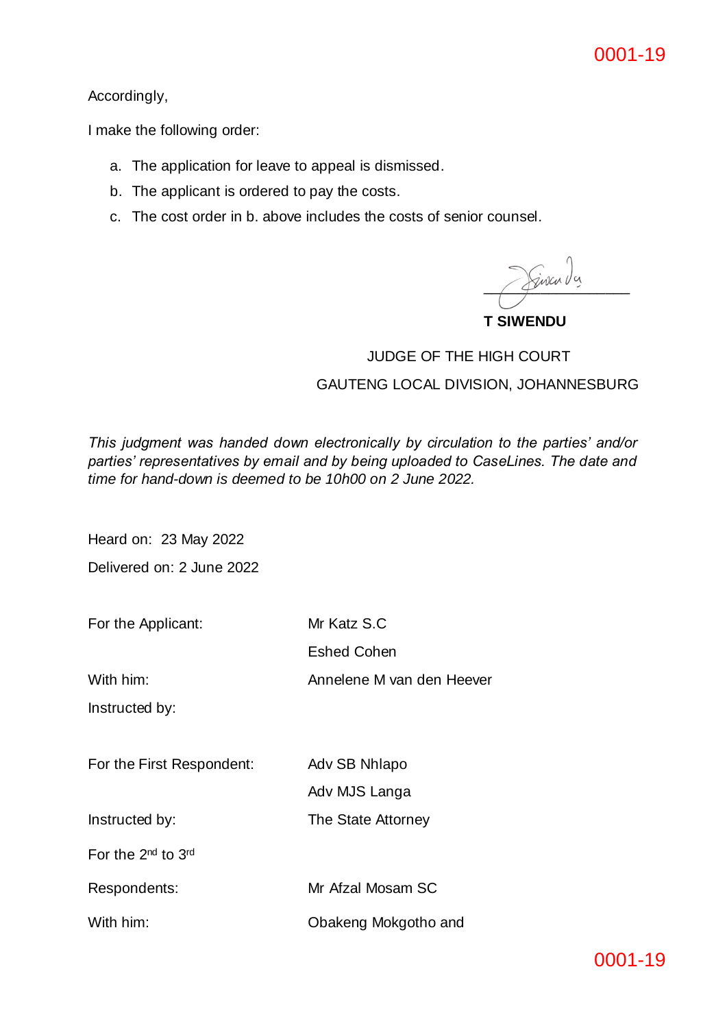Accordingly,

I make the following order:

a. The application for leave to appeal is dismissed.
b. The applicant is ordered to pay the costs.
c. The cost order in b. above includes the costs of senior counsel.

**T SIWENDU**

JUDGE OF THE HIGH COURT

GAUTENG LOCAL DIVISION, JOHANNESBURG

*This judgment was handed down electronically by circulation to the parties' and/or parties' representatives by email and by being uploaded to CaseLines. The date and time for hand-down is deemed to be 10h00 on 2 June 2022.*

Heard on: 23 May 2022

Delivered on: 2 June 2022

| | |
|---|---|
| For the Applicant: | Mr Katz S.C |
| | Eshed Cohen |
| With him: | Annelene M van den Heever |
| Instructed by: | |
| | |
| For the First Respondent: | Adv SB Nhlapo |
| | Adv MJS Langa |
| Instructed by: | The State Attorney |
| For the 2nd to 3rd | |
| Respondents: | Mr Afzal Mosam SC |
| With him: | Obakeng Mokgotho and |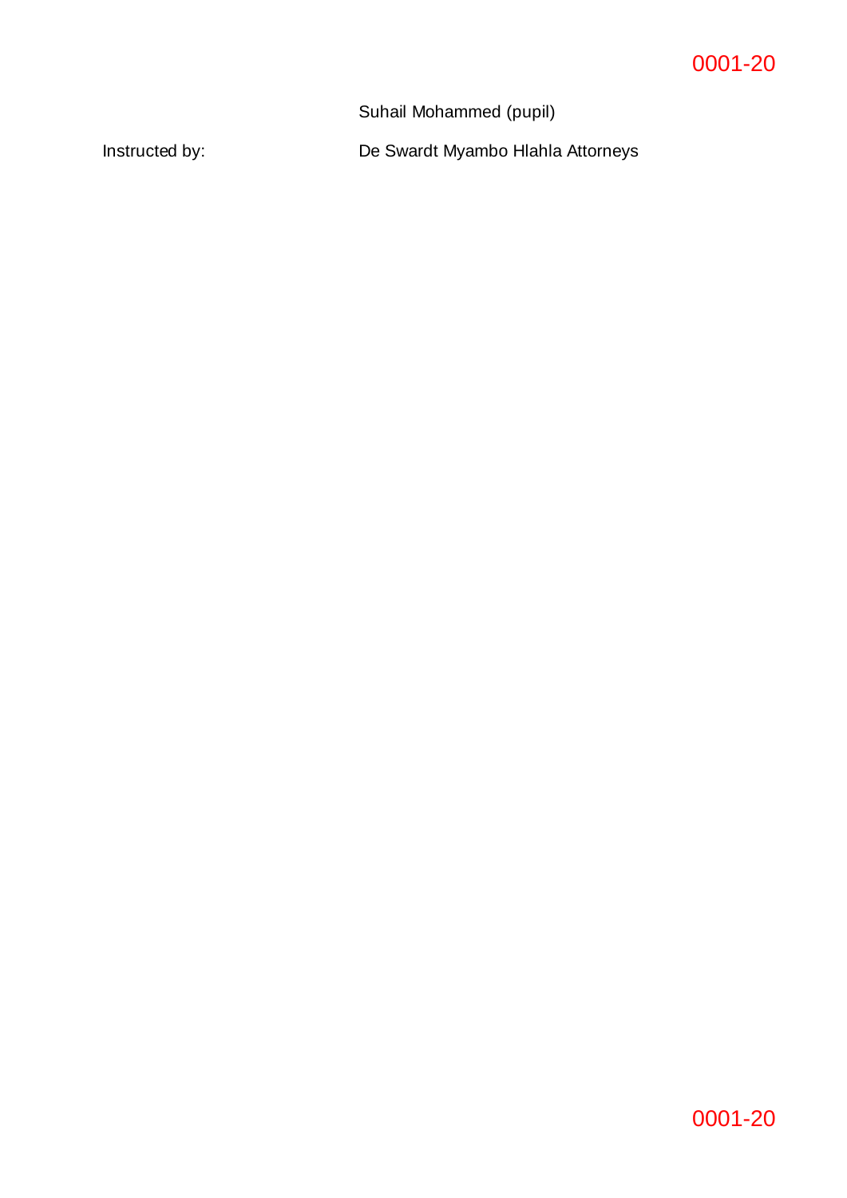| | |
|---|---|
| | Suhail Mohammed (pupil) |
| Instructed by: | De Swardt Myambo Hlahla Attorneys |